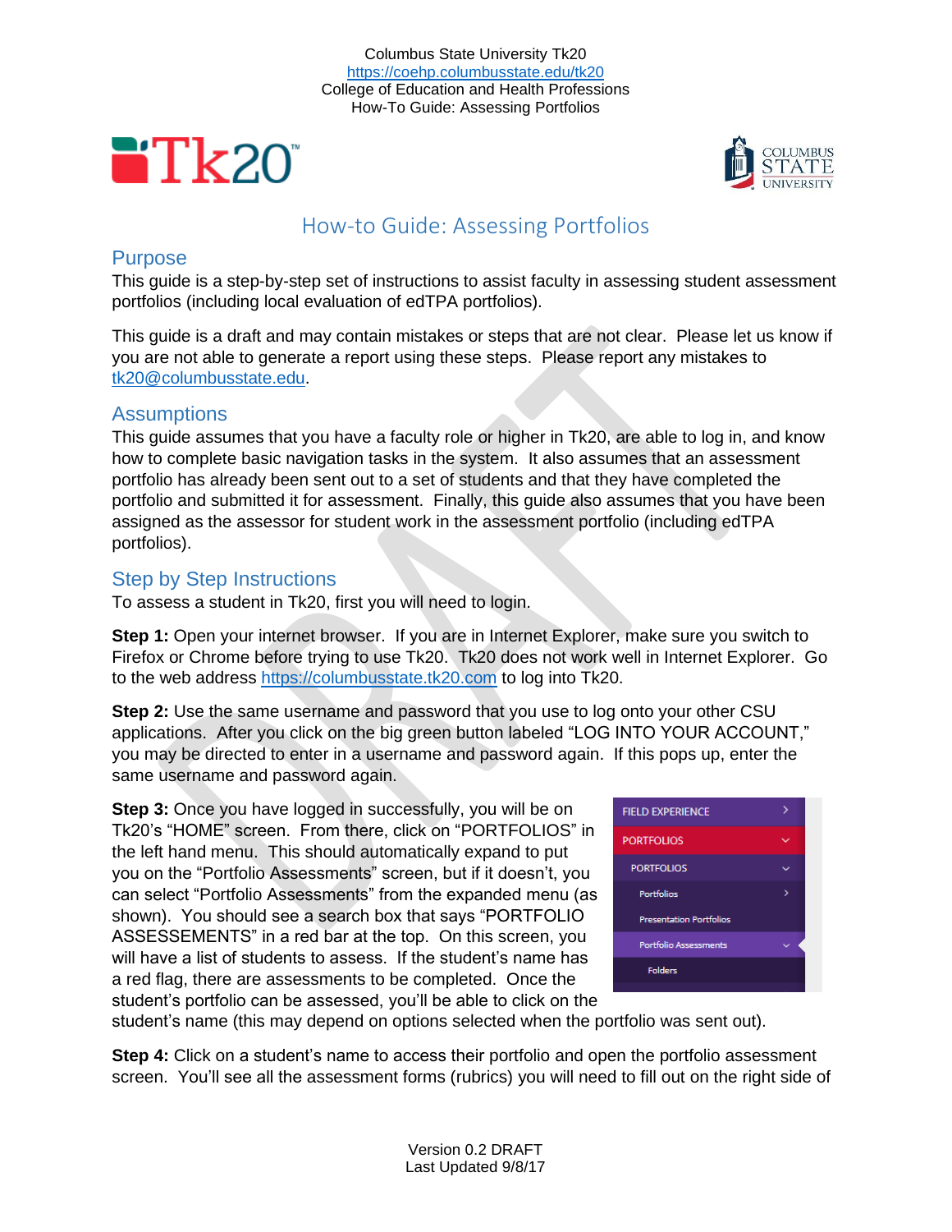Columbus State University Tk20
https://coehp.columbusstate.edu/tk20
College of Education and Health Professions
How-To Guide: Assessing Portfolios

# How-to Guide: Assessing Portfolios

## Purpose

This guide is a step-by-step set of instructions to assist faculty in assessing student assessment portfolios (including local evaluation of edTPA portfolios).

This guide is a draft and may contain mistakes or steps that are not clear. Please let us know if you are not able to generate a report using these steps. Please report any mistakes to [tk20@columbusstate.edu](mailto:tk20@columbusstate.edu).

## Assumptions

This guide assumes that you have a faculty role or higher in Tk20, are able to log in, and know how to complete basic navigation tasks in the system. It also assumes that an assessment portfolio has already been sent out to a set of students and that they have completed the portfolio and submitted it for assessment. Finally, this guide also assumes that you have been assigned as the assessor for student work in the assessment portfolio (including edTPA portfolios).

## Step by Step Instructions

To assess a student in Tk20, first you will need to login.

**Step 1:** Open your internet browser. If you are in Internet Explorer, make sure you switch to Firefox or Chrome before trying to use Tk20. Tk20 does not work well in Internet Explorer. Go to the web address [https://columbusstate.tk20.com](https://columbusstate.tk20.com) to log into Tk20.

**Step 2:** Use the same username and password that you use to log onto your other CSU applications. After you click on the big green button labeled "LOG INTO YOUR ACCOUNT," you may be directed to enter in a username and password again. If this pops up, enter the same username and password again.

**Step 3:** Once you have logged in successfully, you will be on Tk20's "HOME" screen. From there, click on "PORTFOLIOS" in the left hand menu. This should automatically expand to put you on the "Portfolio Assessments" screen, but if it doesn't, you can select "Portfolio Assessments" from the expanded menu (as shown). You should see a search box that says "PORTFOLIO ASSESSEMENTS" in a red bar at the top. On this screen, you will have a list of students to assess. If the student's name has a red flag, there are assessments to be completed. Once the student's portfolio can be assessed, you'll be able to click on the student's name (this may depend on options selected when the portfolio was sent out).

**Step 4:** Click on a student's name to access their portfolio and open the portfolio assessment screen. You'll see all the assessment forms (rubrics) you will need to fill out on the right side of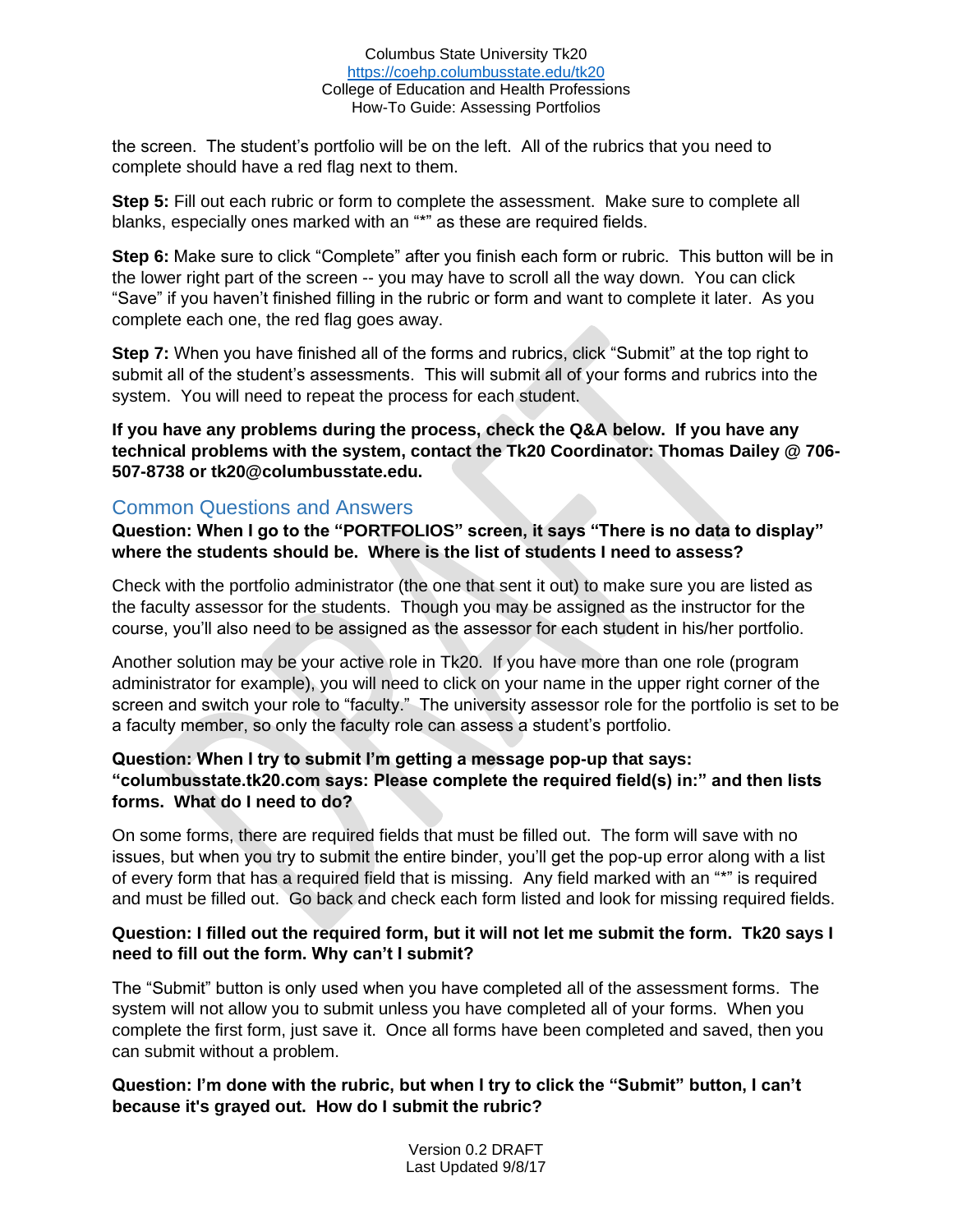the screen. The student's portfolio will be on the left. All of the rubrics that you need to complete should have a red flag next to them.

**Step 5:** Fill out each rubric or form to complete the assessment. Make sure to complete all blanks, especially ones marked with an "*" as these are required fields.

**Step 6:** Make sure to click "Complete" after you finish each form or rubric. This button will be in the lower right part of the screen -- you may have to scroll all the way down. You can click "Save" if you haven't finished filling in the rubric or form and want to complete it later. As you complete each one, the red flag goes away.

**Step 7:** When you have finished all of the forms and rubrics, click "Submit" at the top right to submit all of the student's assessments. This will submit all of your forms and rubrics into the system. You will need to repeat the process for each student.

**If you have any problems during the process, check the Q&A below. If you have any technical problems with the system, contact the Tk20 Coordinator: Thomas Dailey @ 706-507-8738 or tk20@columbusstate.edu.**

## Common Questions and Answers

**Question: When I go to the "PORTFOLIOS" screen, it says "There is no data to display" where the students should be. Where is the list of students I need to assess?**

Check with the portfolio administrator (the one that sent it out) to make sure you are listed as the faculty assessor for the students. Though you may be assigned as the instructor for the course, you'll also need to be assigned as the assessor for each student in his/her portfolio.

Another solution may be your active role in Tk20. If you have more than one role (program administrator for example), you will need to click on your name in the upper right corner of the screen and switch your role to "faculty." The university assessor role for the portfolio is set to be a faculty member, so only the faculty role can assess a student's portfolio.

**Question: When I try to submit I'm getting a message pop-up that says: "columbusstate.tk20.com says: Please complete the required field(s) in:" and then lists forms. What do I need to do?**

On some forms, there are required fields that must be filled out. The form will save with no issues, but when you try to submit the entire binder, you'll get the pop-up error along with a list of every form that has a required field that is missing. Any field marked with an "*" is required and must be filled out. Go back and check each form listed and look for missing required fields.

**Question: I filled out the required form, but it will not let me submit the form. Tk20 says I need to fill out the form. Why can't I submit?**

The "Submit" button is only used when you have completed all of the assessment forms. The system will not allow you to submit unless you have completed all of your forms. When you complete the first form, just save it. Once all forms have been completed and saved, then you can submit without a problem.

**Question: I'm done with the rubric, but when I try to click the "Submit" button, I can't because it's grayed out. How do I submit the rubric?**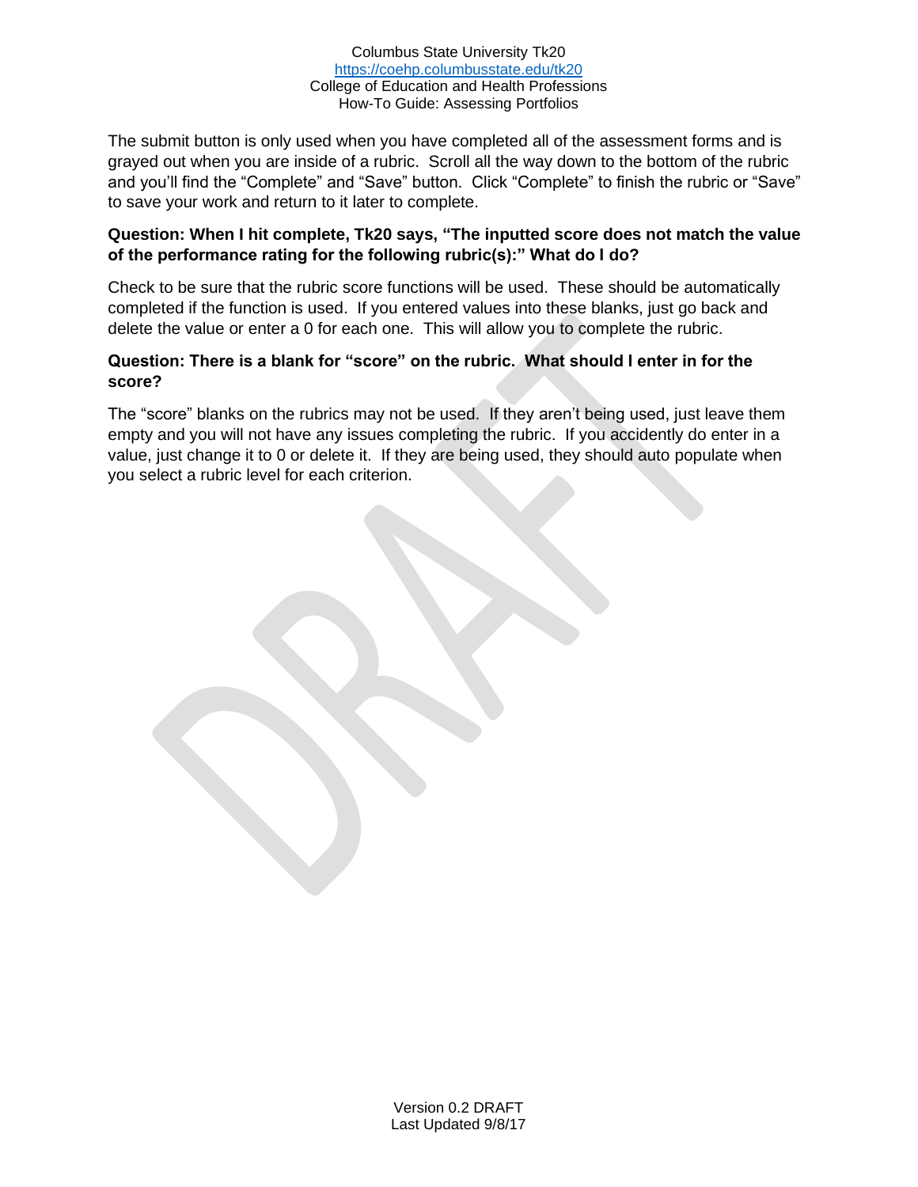The submit button is only used when you have completed all of the assessment forms and is grayed out when you are inside of a rubric. Scroll all the way down to the bottom of the rubric and you'll find the "Complete" and "Save" button. Click "Complete" to finish the rubric or "Save" to save your work and return to it later to complete.

**Question: When I hit complete, Tk20 says, "The inputted score does not match the value of the performance rating for the following rubric(s):" What do I do?**

Check to be sure that the rubric score functions will be used. These should be automatically completed if the function is used. If you entered values into these blanks, just go back and delete the value or enter a 0 for each one. This will allow you to complete the rubric.

**Question: There is a blank for "score" on the rubric. What should I enter in for the score?**

The "score" blanks on the rubrics may not be used. If they aren't being used, just leave them empty and you will not have any issues completing the rubric. If you accidently do enter in a value, just change it to 0 or delete it. If they are being used, they should auto populate when you select a rubric level for each criterion.